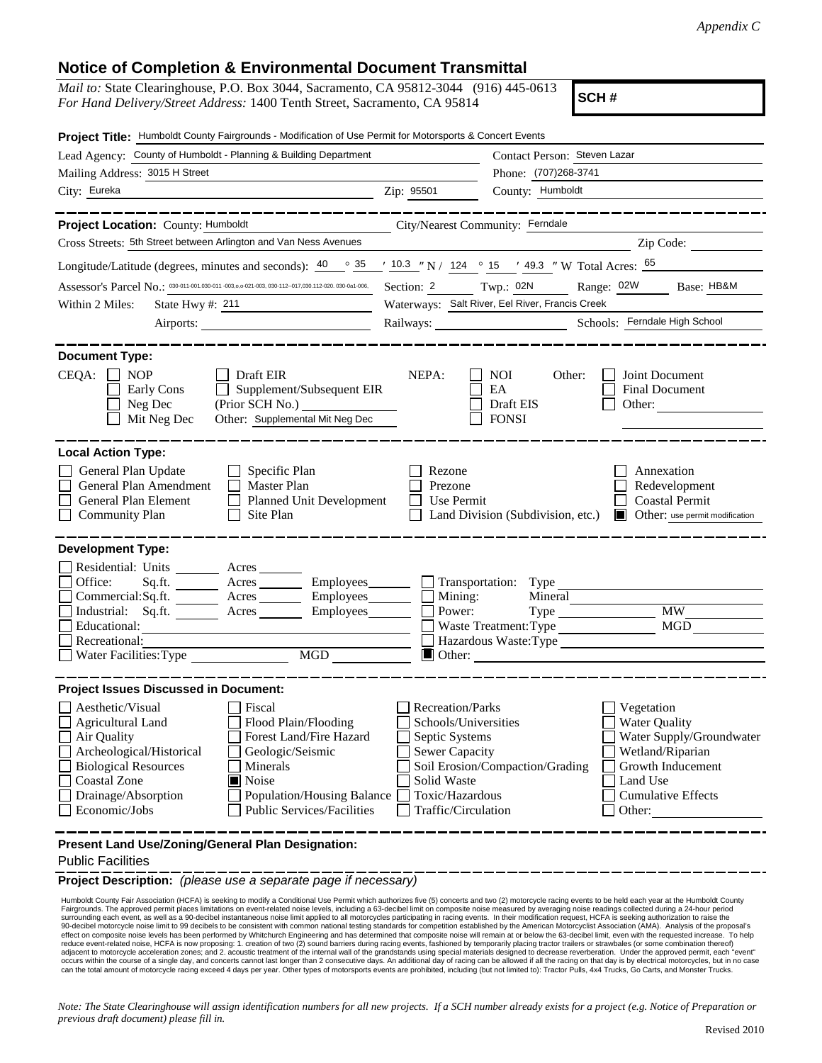*Appendix C*

# Notice of Completion & Environmental Document Transmittal

*Mail to:* State Clearinghouse, P.O. Box 3044, Sacramento, CA 95812-3044 (916) 445-0613
*For Hand Delivery/Street Address:* 1400 Tenth Street, Sacramento, CA 95814

**SCH #**

**Project Title:** Humboldt County Fairgrounds - Modification of Use Permit for Motorsports & Concert Events

Lead Agency: County of Humboldt - Planning & Building Department

Contact Person: Steven Lazar

Mailing Address: 3015 H Street

Phone: (707)268-3741

City: Eureka

Zip: 95501

County: Humboldt

---

**Project Location:** County: Humboldt

City/Nearest Community: Ferndale

Cross Streets: 5th Street between Arlington and Van Ness Avenues

Zip Code:

Longitude/Latitude (degrees, minutes and seconds): 40 ° 35 ′ 10.3 ″ N / 124 ° 15 ′ 49.3 ″ W Total Acres: 65

Assessor's Parcel No.: 030-011-001.030-011 -003,o,o-021-003, 030-112--017,030.112-020. 030-0a1-006.

Section: 2 Twp.: 02N Range: 02W Base: HB&M

Within 2 Miles: State Hwy #: 211

Waterways: Salt River, Eel River, Francis Creek

Airports:

Railways:

Schools: Ferndale High School

---

**Document Type:**

CEQA:
- [ ] NOP
- [ ] Early Cons
- [ ] Neg Dec
- [ ] Mit Neg Dec
- [ ] Draft EIR
- [ ] Supplement/Subsequent EIR (Prior SCH No.)
- Other: Supplemental Mit Neg Dec

NEPA:
- [ ] NOI
- [ ] EA
- [ ] Draft EIS
- [ ] FONSI

Other:
- [ ] Joint Document
- [ ] Final Document
- [ ] Other:

---

**Local Action Type:**

- [ ] General Plan Update
- [ ] General Plan Amendment
- [ ] General Plan Element
- [ ] Community Plan
- [ ] Specific Plan
- [ ] Master Plan
- [ ] Planned Unit Development
- [ ] Site Plan
- [ ] Rezone
- [ ] Prezone
- [ ] Use Permit
- [ ] Land Division (Subdivision, etc.)
- [ ] Annexation
- [ ] Redevelopment
- [ ] Coastal Permit
- [x] Other: use permit modification

---

**Development Type:**

- [ ] Residential: Units ______ Acres ______
- [ ] Office: Sq.ft. ______ Acres ______ Employees ______
- [ ] Commercial: Sq.ft. ______ Acres ______ Employees ______
- [ ] Industrial: Sq.ft. ______ Acres ______ Employees ______
- [ ] Educational:
- [ ] Recreational:
- [ ] Water Facilities: Type ______ MGD ______
- [ ] Transportation: Type
- [ ] Mining: Mineral
- [ ] Power: Type ______ MW ______
- [ ] Waste Treatment: Type ______ MGD ______
- [ ] Hazardous Waste: Type
- [x] Other:

---

**Project Issues Discussed in Document:**

- [ ] Aesthetic/Visual
- [ ] Agricultural Land
- [ ] Air Quality
- [ ] Archeological/Historical
- [ ] Biological Resources
- [ ] Coastal Zone
- [ ] Drainage/Absorption
- [ ] Economic/Jobs
- [ ] Fiscal
- [ ] Flood Plain/Flooding
- [ ] Forest Land/Fire Hazard
- [ ] Geologic/Seismic
- [ ] Minerals
- [x] Noise
- [ ] Population/Housing Balance
- [ ] Public Services/Facilities
- [ ] Recreation/Parks
- [ ] Schools/Universities
- [ ] Septic Systems
- [ ] Sewer Capacity
- [ ] Soil Erosion/Compaction/Grading
- [ ] Solid Waste
- [ ] Toxic/Hazardous
- [ ] Traffic/Circulation
- [ ] Vegetation
- [ ] Water Quality
- [ ] Water Supply/Groundwater
- [ ] Wetland/Riparian
- [ ] Growth Inducement
- [ ] Land Use
- [ ] Cumulative Effects
- [ ] Other:

---

**Present Land Use/Zoning/General Plan Designation:**

Public Facilities

**Project Description:** *(please use a separate page if necessary)*

Humboldt County Fair Association (HCFA) is seeking to modify a Conditional Use Permit which authorizes five (5) concerts and two (2) motorcycle racing events to be held each year at the Humboldt County Fairgrounds. The approved permit places limitations on event-related noise levels, including a 63-decibel limit on composite noise measured by averaging noise readings collected during a 24-hour period surrounding each event, as well as a 90-decibel instantaneous noise limit applied to all motorcycles participating in racing events. In their modification request, HCFA is seeking authorization to raise the 90-decibel motorcycle noise limit to 99 decibels to be consistent with common national testing standards for competition established by the American Motorcyclist Association (AMA). Analysis of the proposal's effect on composite noise levels has been performed by Whitchurch Engineering and has determined that composite noise will remain at or below the 63-decibel limit, even with the requested increase. To help reduce event-related noise, HCFA is now proposing: 1. creation of two (2) sound barriers during racing events, fashioned by temporarily placing tractor trailers or strawbales (or some combination thereof) adjacent to motorcycle acceleration zones; and 2. acoustic treatment of the internal wall of the grandstands using special materials designed to decrease reverberation. Under the approved permit, each "event" occurs within the course of a single day, and concerts cannot last longer than 2 consecutive days. An additional day of racing can be allowed if all the racing on that day is by electrical motorcycles, but in no case can the total amount of motorcycle racing exceed 4 days per year. Other types of motorsports events are prohibited, including (but not limited to): Tractor Pulls, 4x4 Trucks, Go Carts, and Monster Trucks.

*Note: The State Clearinghouse will assign identification numbers for all new projects. If a SCH number already exists for a project (e.g. Notice of Preparation or previous draft document) please fill in.*

Revised 2010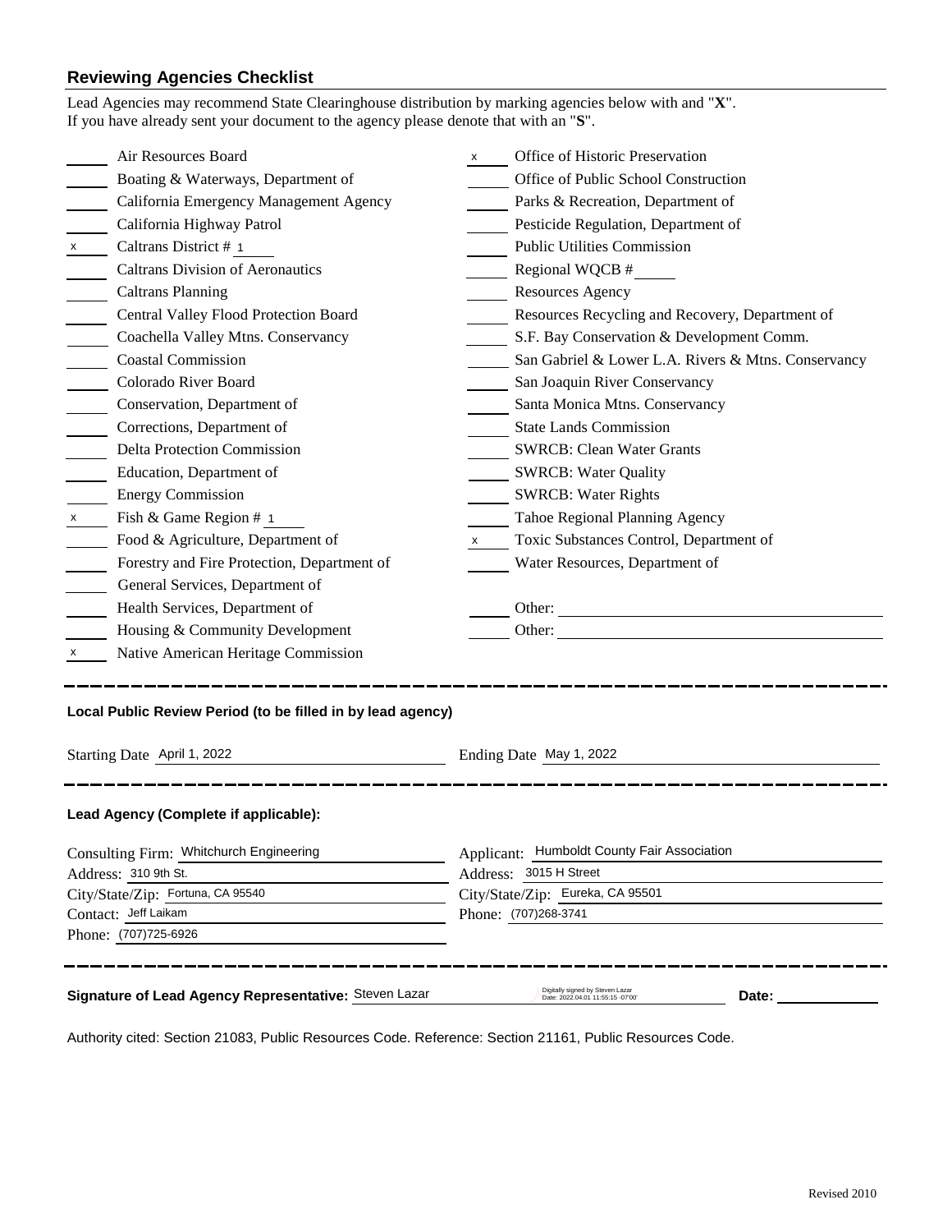## Reviewing Agencies Checklist

Lead Agencies may recommend State Clearinghouse distribution by marking agencies below with and "**X**".
If you have already sent your document to the agency please denote that with an "**S**".

| | | | |
|---|---|---|---|
| | Air Resources Board | x | Office of Historic Preservation |
| | Boating & Waterways, Department of | | Office of Public School Construction |
| | California Emergency Management Agency | | Parks & Recreation, Department of |
| | California Highway Patrol | | Pesticide Regulation, Department of |
| x | Caltrans District # 1 | | Public Utilities Commission |
| | Caltrans Division of Aeronautics | | Regional WQCB # |
| | Caltrans Planning | | Resources Agency |
| | Central Valley Flood Protection Board | | Resources Recycling and Recovery, Department of |
| | Coachella Valley Mtns. Conservancy | | S.F. Bay Conservation & Development Comm. |
| | Coastal Commission | | San Gabriel & Lower L.A. Rivers & Mtns. Conservancy |
| | Colorado River Board | | San Joaquin River Conservancy |
| | Conservation, Department of | | Santa Monica Mtns. Conservancy |
| | Corrections, Department of | | State Lands Commission |
| | Delta Protection Commission | | SWRCB: Clean Water Grants |
| | Education, Department of | | SWRCB: Water Quality |
| | Energy Commission | | SWRCB: Water Rights |
| x | Fish & Game Region # 1 | | Tahoe Regional Planning Agency |
| | Food & Agriculture, Department of | x | Toxic Substances Control, Department of |
| | Forestry and Fire Protection, Department of | | Water Resources, Department of |
| | General Services, Department of | | |
| | Health Services, Department of | | Other: |
| | Housing & Community Development | | Other: |
| x | Native American Heritage Commission | | |

---

### Local Public Review Period (to be filled in by lead agency)

Starting Date April 1, 2022 Ending Date May 1, 2022

---

### Lead Agency (Complete if applicable):

Consulting Firm: Whitchurch Engineering
Address: 310 9th St.
City/State/Zip: Fortuna, CA 95540
Contact: Jeff Laikam
Phone: (707)725-6926

Applicant: Humboldt County Fair Association
Address: 3015 H Street
City/State/Zip: Eureka, CA 95501
Phone: (707)268-3741

---

**Signature of Lead Agency Representative:** Steven Lazar Digitally signed by Steven Lazar Date: 2022.04.01 11:55:15 -07'00' **Date:**

Authority cited: Section 21083, Public Resources Code. Reference: Section 21161, Public Resources Code.

Revised 2010